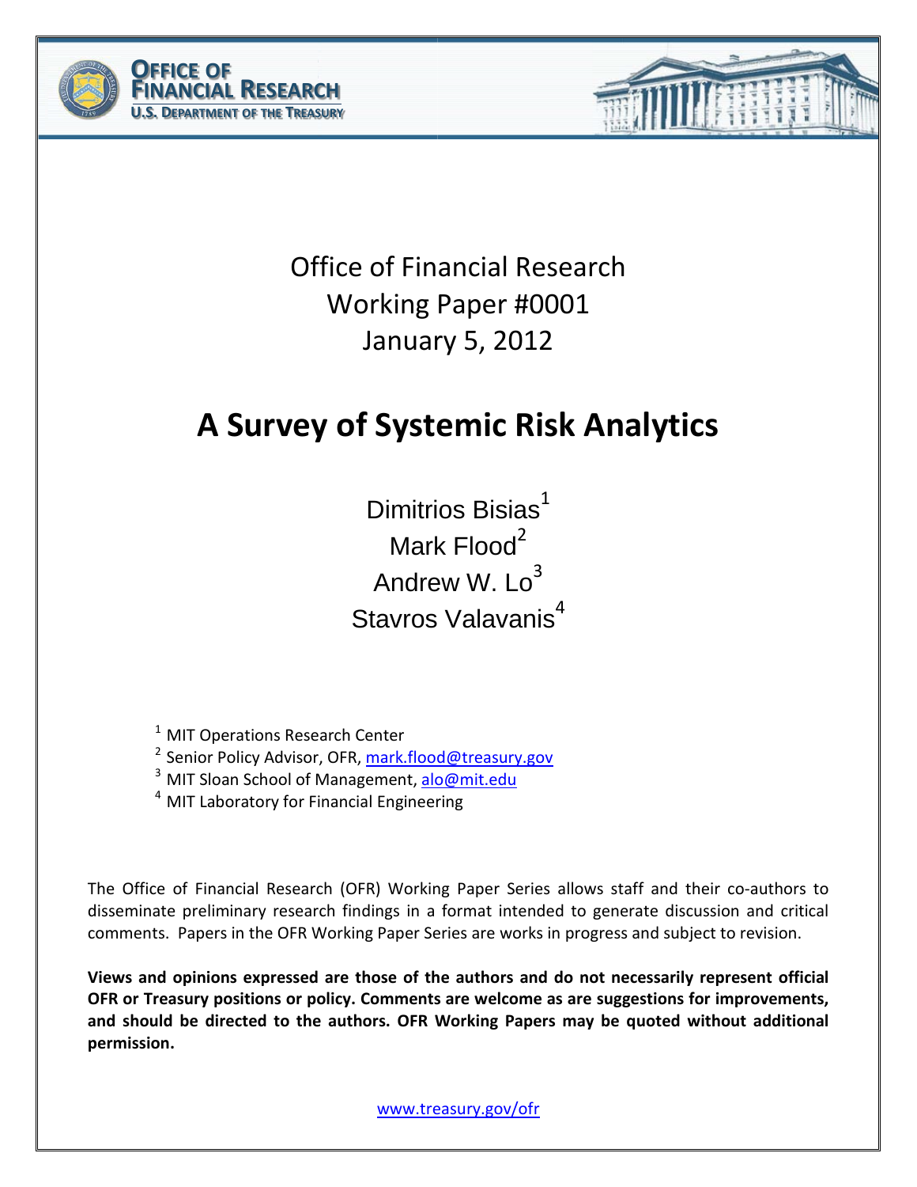OFFICE OF FINANCIAL RESEARCH
U.S. DEPARTMENT OF THE TREASURY

Office of Financial Research
Working Paper #0001
January 5, 2012

# A Survey of Systemic Risk Analytics

Dimitrios Bisias[1]
Mark Flood[2]
Andrew W. Lo[3]
Stavros Valavanis[4]

[1] MIT Operations Research Center
[2] Senior Policy Advisor, OFR, mark.flood@treasury.gov
[3] MIT Sloan School of Management, alo@mit.edu
[4] MIT Laboratory for Financial Engineering

The Office of Financial Research (OFR) Working Paper Series allows staff and their co-authors to disseminate preliminary research findings in a format intended to generate discussion and critical comments. Papers in the OFR Working Paper Series are works in progress and subject to revision.

**Views and opinions expressed are those of the authors and do not necessarily represent official OFR or Treasury positions or policy. Comments are welcome as are suggestions for improvements, and should be directed to the authors. OFR Working Papers may be quoted without additional permission.**

www.treasury.gov/ofr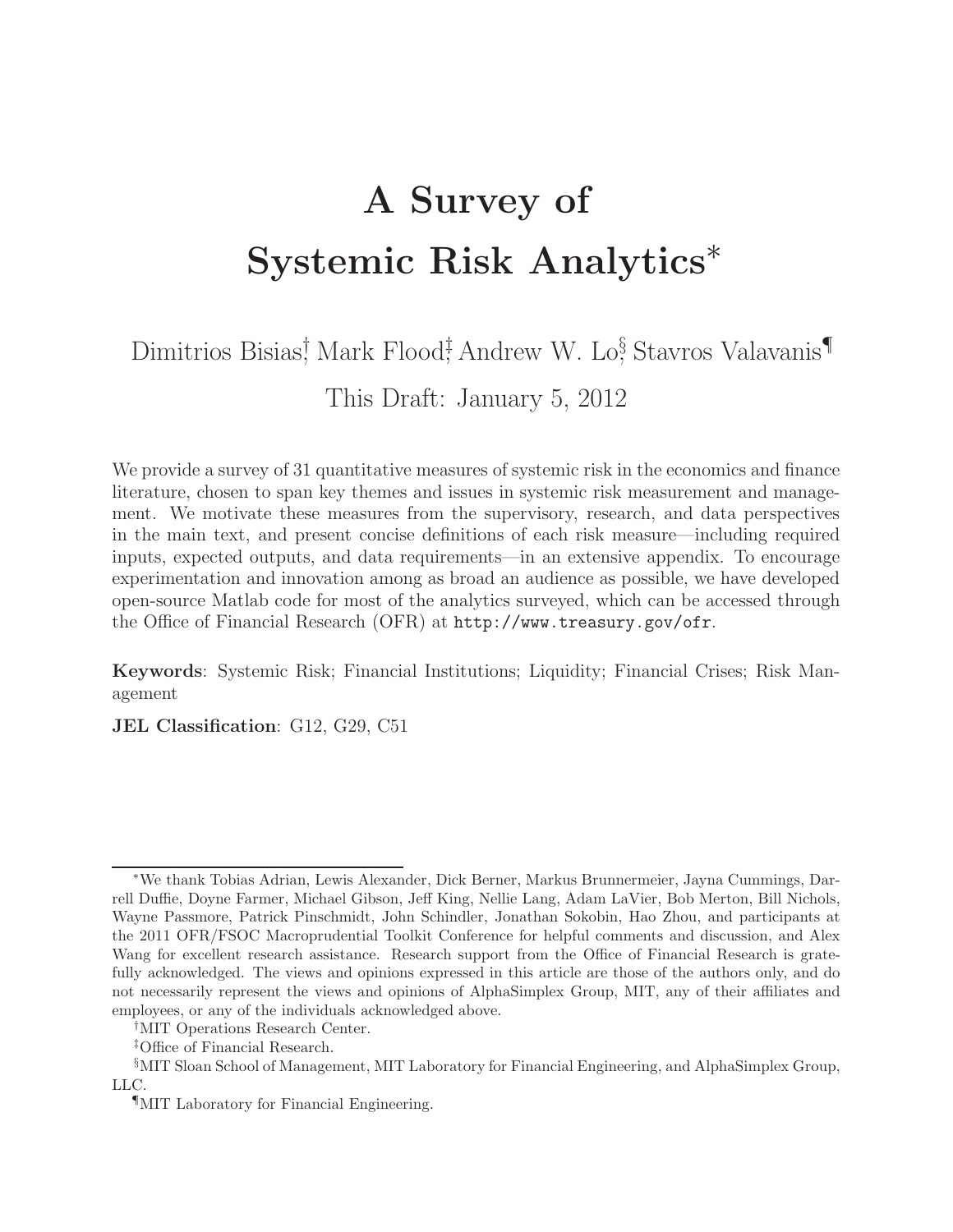# A Survey of Systemic Risk Analytics*

Dimitrios Bisias[†], Mark Flood[‡], Andrew W. Lo[§], Stavros Valavanis[¶]

This Draft: January 5, 2012

We provide a survey of 31 quantitative measures of systemic risk in the economics and finance literature, chosen to span key themes and issues in systemic risk measurement and management. We motivate these measures from the supervisory, research, and data perspectives in the main text, and present concise definitions of each risk measure—including required inputs, expected outputs, and data requirements—in an extensive appendix. To encourage experimentation and innovation among as broad an audience as possible, we have developed open-source Matlab code for most of the analytics surveyed, which can be accessed through the Office of Financial Research (OFR) at http://www.treasury.gov/ofr.

**Keywords**: Systemic Risk; Financial Institutions; Liquidity; Financial Crises; Risk Management

**JEL Classification**: G12, G29, C51

---

*We thank Tobias Adrian, Lewis Alexander, Dick Berner, Markus Brunnermeier, Jayna Cummings, Darrell Duffie, Doyne Farmer, Michael Gibson, Jeff King, Nellie Lang, Adam LaVier, Bob Merton, Bill Nichols, Wayne Passmore, Patrick Pinschmidt, John Schindler, Jonathan Sokobin, Hao Zhou, and participants at the 2011 OFR/FSOC Macroprudential Toolkit Conference for helpful comments and discussion, and Alex Wang for excellent research assistance. Research support from the Office of Financial Research is gratefully acknowledged. The views and opinions expressed in this article are those of the authors only, and do not necessarily represent the views and opinions of AlphaSimplex Group, MIT, any of their affiliates and employees, or any of the individuals acknowledged above.

[†]MIT Operations Research Center.

[‡]Office of Financial Research.

[§]MIT Sloan School of Management, MIT Laboratory for Financial Engineering, and AlphaSimplex Group, LLC.

[¶]MIT Laboratory for Financial Engineering.